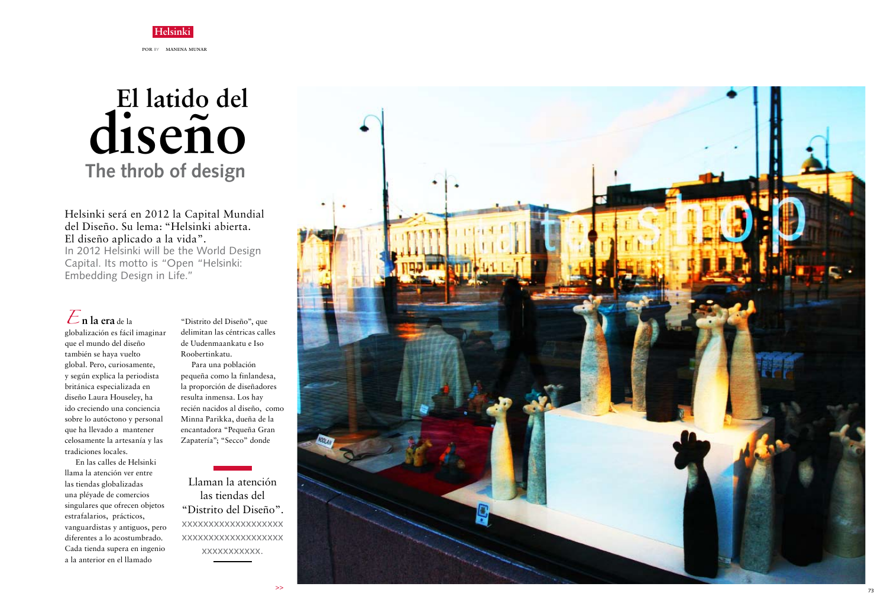Helsinki

POR BY MANENA MUNAR

# El latido del diseño
## The throb of design

Helsinki será en 2012 la Capital Mundial del Diseño. Su lema: “Helsinki abierta. El diseño aplicado a la vida”.
In 2012 Helsinki will be the World Design Capital. Its motto is "Open "Helsinki: Embedding Design in Life."

**En la era** de la globalización es fácil imaginar que el mundo del diseño también se haya vuelto global. Pero, curiosamente, y según explica la periodista británica especializada en diseño Laura Houseley, ha ido creciendo una conciencia sobre lo autóctono y personal que ha llevado a mantener celosamente la artesanía y las tradiciones locales.

En las calles de Helsinki llama la atención ver entre las tiendas globalizadas una pléyade de comercios singulares que ofrecen objetos estrafalarios, prácticos, vanguardistas y antiguos, pero diferentes a lo acostumbrado. Cada tienda supera en ingenio a la anterior en el llamado “Distrito del Diseño”, que delimitan las céntricas calles de Uudenmaankatu e Iso Roobertinkatu.

Para una población pequeña como la finlandesa, la proporción de diseñadores resulta inmensa. Los hay recién nacidos al diseño, como Minna Parikka, dueña de la encantadora “Pequeña Gran Zapatería”; “Secco” donde

Llaman la atención las tiendas del “Distrito del Diseño”. xxxxxxxxxxxxxxxxxxx xxxxxxxxxxxxxxxxxxx xxxxxxxxxxx.

>>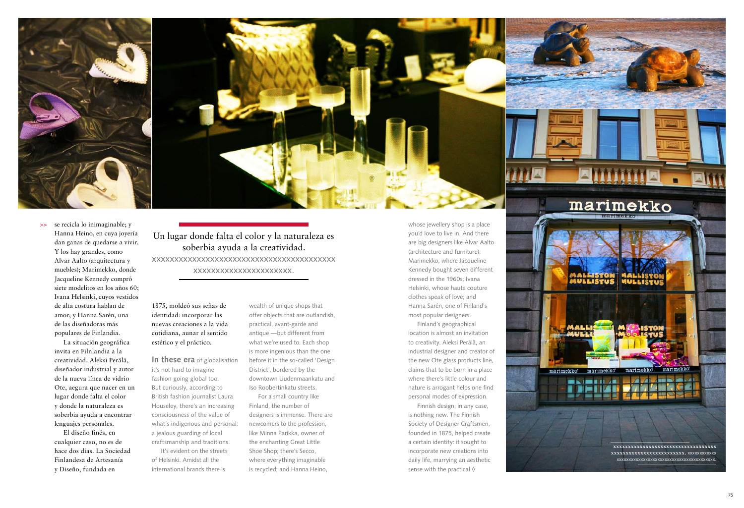se recicla lo inimaginable; y Hanna Heino, en cuya joyería dan ganas de quedarse a vivir. Y los hay grandes, como Alvar Aalto (arquitectura y muebles); Marimekko, donde Jacqueline Kennedy compró siete modelitos en los años 60; Ivana Helsinki, cuyos vestidos de alta costura hablan de amor; y Hanna Sarén, una de las diseñadoras más populares de Finlandia.

La situación geográfica invita en Filnlandia a la creatividad. Aleksi Perälä, diseñador industrial y autor de la nueva línea de vidrio Ote, asegura que nacer en un lugar donde falta el color y donde la naturaleza es soberbia ayuda a encontrar lenguajes personales.

El diseño finés, en cualquier caso, no es de hace dos días. La Sociedad Finlandesa de Artesanía y Diseño, fundada en 1875, moldeó sus señas de identidad: incorporar las nuevas creaciones a la vida cotidiana, aunar el sentido estético y el práctico.

> Un lugar donde falta el color y la naturaleza es soberbia ayuda a la creatividad.
>
> xxxxxxxxxxxxxxxxxxxxxxxxxxxxxxxxxxxxxxxx xxxxxxxxxxxxxxxxxxxxxx.

**In these era** of globalisation it's not hard to imagine fashion going global too. But curiously, according to British fashion journalist Laura Houseley, there's an increasing consciousness of the value of what's indigenous and personal: a jealous guarding of local craftsmanship and traditions.

It's evident on the streets of Helsinki. Amidst all the international brands there is wealth of unique shops that offer objects that are outlandish, practical, avant-garde and antique —but different from what we're used to. Each shop is more ingenious than the one before it in the so-called 'Design District', bordered by the downtown Uudenmaankatu and Iso Roobertinkatu streets.

For a small country like Finland, the number of designers is immense. There are newcomers to the profession, like Minna Parikka, owner of the enchanting Great Little Shoe Shop; there's Secco, where everything imaginable is recycled; and Hanna Heino, whose jewellery shop is a place you'd love to live in. And there are big designers like Alvar Aalto (architecture and furniture); Marimekko, where Jacqueline Kennedy bought seven different dressed in the 1960s; Ivana Helsinki, whose haute couture clothes speak of love; and Hanna Sarén, one of Finland's most popular designers.

Finland's geographical location is almost an invitation to creativity. Aleksi Perälä, an industrial designer and creator of the new Ote glass products line, claims that to be born in a place where there's little colour and nature is arrogant helps one find personal modes of expression.

Finnish design, in any case, is nothing new. The Finnish Society of Designer Craftsmen, founded in 1875, helped create a certain identity: it sought to incorporate new creations into daily life, marrying an aesthetic sense with the practical ◊

xxxxxxxxxxxxxxxxxxxxxxxxxxxxxxxxxx xxxxxxxxxxxxxxxxxxxxxxxxx. xxxxxxxxxxx xxxxxxxxxxxxxxxxxxxxxxxxxxxxxxxxxxxxxxxx.